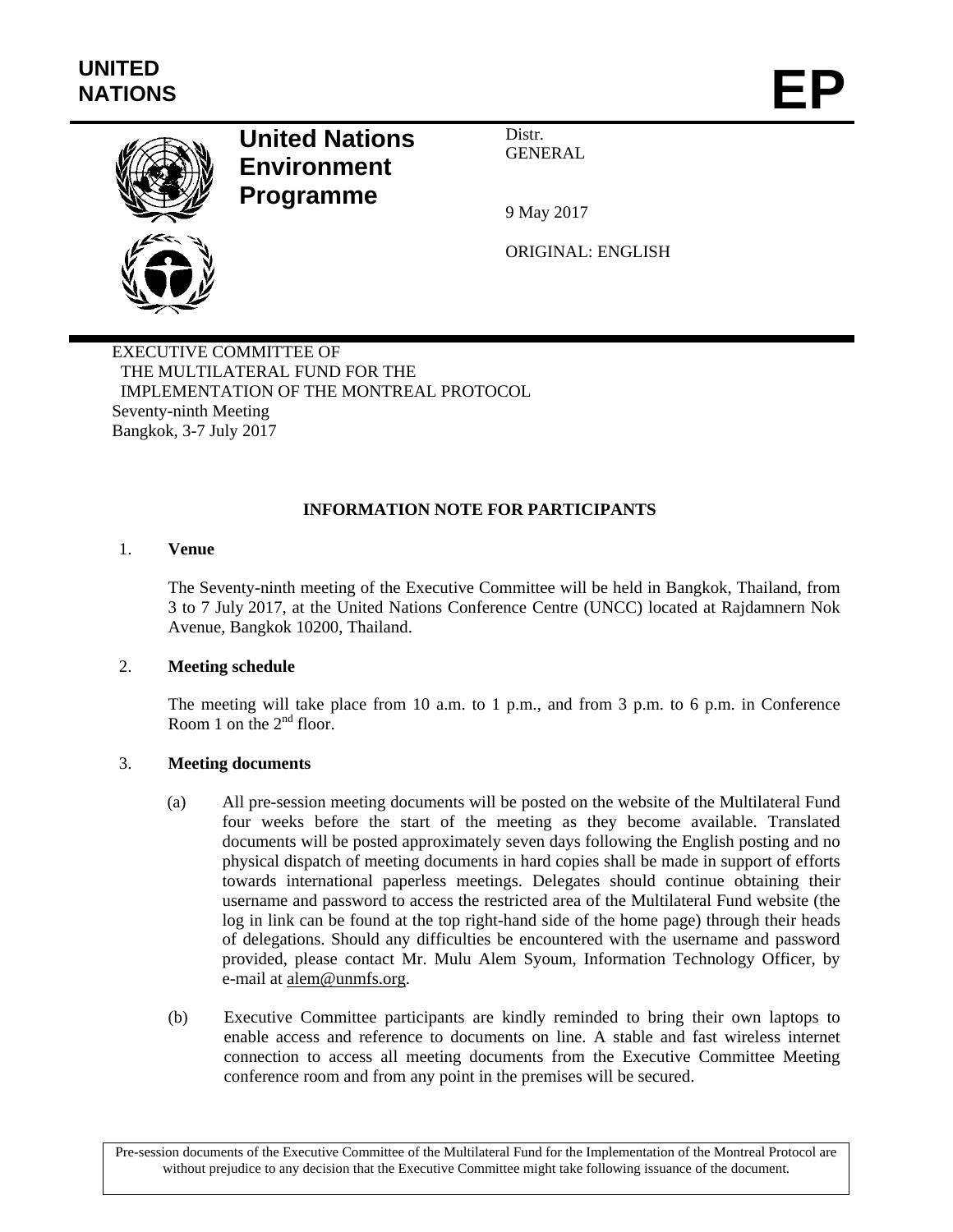**UNITED NATIONS**

# EP

**United Nations Environment Programme**

Distr.
GENERAL

9 May 2017

ORIGINAL: ENGLISH

EXECUTIVE COMMITTEE OF
THE MULTILATERAL FUND FOR THE
IMPLEMENTATION OF THE MONTREAL PROTOCOL
Seventy-ninth Meeting
Bangkok, 3-7 July 2017

## INFORMATION NOTE FOR PARTICIPANTS

1. **Venue**

The Seventy-ninth meeting of the Executive Committee will be held in Bangkok, Thailand, from 3 to 7 July 2017, at the United Nations Conference Centre (UNCC) located at Rajdamnern Nok Avenue, Bangkok 10200, Thailand.

2. **Meeting schedule**

The meeting will take place from 10 a.m. to 1 p.m., and from 3 p.m. to 6 p.m. in Conference Room 1 on the 2nd floor.

3. **Meeting documents**

(a) All pre-session meeting documents will be posted on the website of the Multilateral Fund four weeks before the start of the meeting as they become available. Translated documents will be posted approximately seven days following the English posting and no physical dispatch of meeting documents in hard copies shall be made in support of efforts towards international paperless meetings. Delegates should continue obtaining their username and password to access the restricted area of the Multilateral Fund website (the log in link can be found at the top right-hand side of the home page) through their heads of delegations. Should any difficulties be encountered with the username and password provided, please contact Mr. Mulu Alem Syoum, Information Technology Officer, by e-mail at alem@unmfs.org.

(b) Executive Committee participants are kindly reminded to bring their own laptops to enable access and reference to documents on line. A stable and fast wireless internet connection to access all meeting documents from the Executive Committee Meeting conference room and from any point in the premises will be secured.

Pre-session documents of the Executive Committee of the Multilateral Fund for the Implementation of the Montreal Protocol are without prejudice to any decision that the Executive Committee might take following issuance of the document.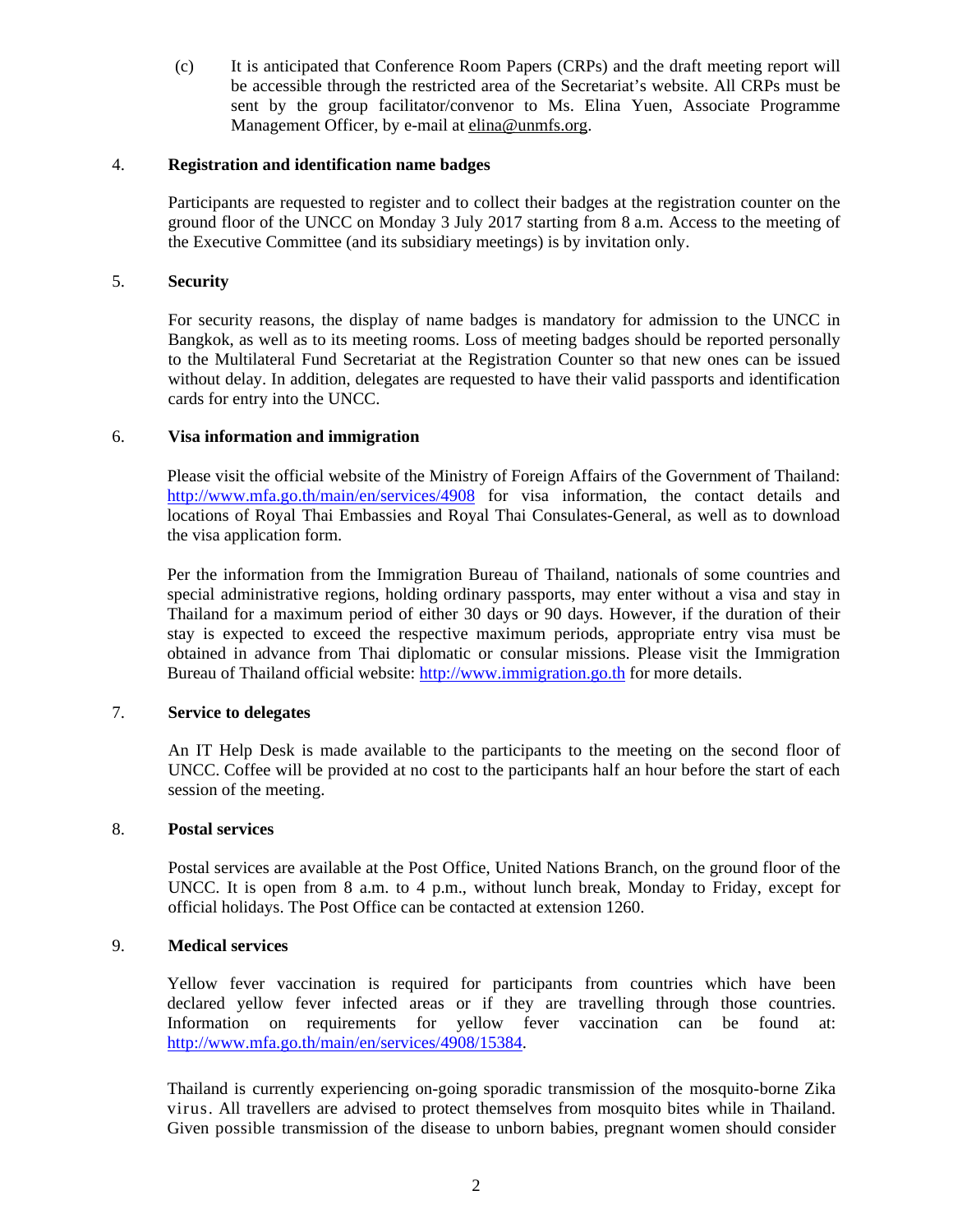(c) It is anticipated that Conference Room Papers (CRPs) and the draft meeting report will be accessible through the restricted area of the Secretariat's website. All CRPs must be sent by the group facilitator/convenor to Ms. Elina Yuen, Associate Programme Management Officer, by e-mail at elina@unmfs.org.

## 4. Registration and identification name badges

Participants are requested to register and to collect their badges at the registration counter on the ground floor of the UNCC on Monday 3 July 2017 starting from 8 a.m. Access to the meeting of the Executive Committee (and its subsidiary meetings) is by invitation only.

## 5. Security

For security reasons, the display of name badges is mandatory for admission to the UNCC in Bangkok, as well as to its meeting rooms. Loss of meeting badges should be reported personally to the Multilateral Fund Secretariat at the Registration Counter so that new ones can be issued without delay. In addition, delegates are requested to have their valid passports and identification cards for entry into the UNCC.

## 6. Visa information and immigration

Please visit the official website of the Ministry of Foreign Affairs of the Government of Thailand: http://www.mfa.go.th/main/en/services/4908 for visa information, the contact details and locations of Royal Thai Embassies and Royal Thai Consulates-General, as well as to download the visa application form.

Per the information from the Immigration Bureau of Thailand, nationals of some countries and special administrative regions, holding ordinary passports, may enter without a visa and stay in Thailand for a maximum period of either 30 days or 90 days. However, if the duration of their stay is expected to exceed the respective maximum periods, appropriate entry visa must be obtained in advance from Thai diplomatic or consular missions. Please visit the Immigration Bureau of Thailand official website: http://www.immigration.go.th for more details.

## 7. Service to delegates

An IT Help Desk is made available to the participants to the meeting on the second floor of UNCC. Coffee will be provided at no cost to the participants half an hour before the start of each session of the meeting.

## 8. Postal services

Postal services are available at the Post Office, United Nations Branch, on the ground floor of the UNCC. It is open from 8 a.m. to 4 p.m., without lunch break, Monday to Friday, except for official holidays. The Post Office can be contacted at extension 1260.

## 9. Medical services

Yellow fever vaccination is required for participants from countries which have been declared yellow fever infected areas or if they are travelling through those countries. Information on requirements for yellow fever vaccination can be found at: http://www.mfa.go.th/main/en/services/4908/15384.

Thailand is currently experiencing on-going sporadic transmission of the mosquito-borne Zika virus. All travellers are advised to protect themselves from mosquito bites while in Thailand. Given possible transmission of the disease to unborn babies, pregnant women should consider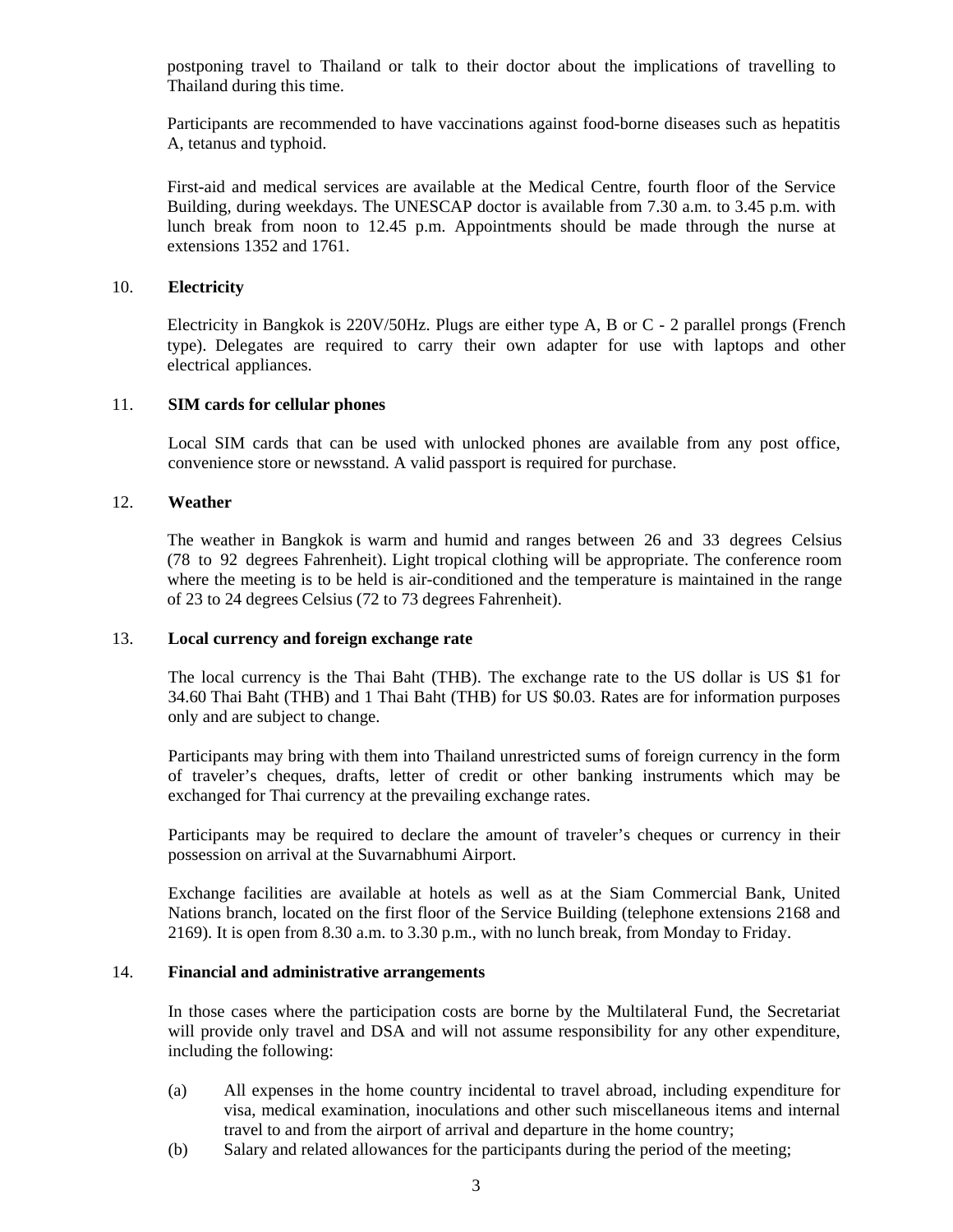postponing travel to Thailand or talk to their doctor about the implications of travelling to Thailand during this time.

Participants are recommended to have vaccinations against food-borne diseases such as hepatitis A, tetanus and typhoid.

First-aid and medical services are available at the Medical Centre, fourth floor of the Service Building, during weekdays. The UNESCAP doctor is available from 7.30 a.m. to 3.45 p.m. with lunch break from noon to 12.45 p.m. Appointments should be made through the nurse at extensions 1352 and 1761.

10. **Electricity**

Electricity in Bangkok is 220V/50Hz. Plugs are either type A, B or C - 2 parallel prongs (French type). Delegates are required to carry their own adapter for use with laptops and other electrical appliances.

11. **SIM cards for cellular phones**

Local SIM cards that can be used with unlocked phones are available from any post office, convenience store or newsstand. A valid passport is required for purchase.

12. **Weather**

The weather in Bangkok is warm and humid and ranges between 26 and 33 degrees Celsius (78 to 92 degrees Fahrenheit). Light tropical clothing will be appropriate. The conference room where the meeting is to be held is air-conditioned and the temperature is maintained in the range of 23 to 24 degrees Celsius (72 to 73 degrees Fahrenheit).

13. **Local currency and foreign exchange rate**

The local currency is the Thai Baht (THB). The exchange rate to the US dollar is US $1 for 34.60 Thai Baht (THB) and 1 Thai Baht (THB) for US $0.03. Rates are for information purposes only and are subject to change.

Participants may bring with them into Thailand unrestricted sums of foreign currency in the form of traveler's cheques, drafts, letter of credit or other banking instruments which may be exchanged for Thai currency at the prevailing exchange rates.

Participants may be required to declare the amount of traveler's cheques or currency in their possession on arrival at the Suvarnabhumi Airport.

Exchange facilities are available at hotels as well as at the Siam Commercial Bank, United Nations branch, located on the first floor of the Service Building (telephone extensions 2168 and 2169). It is open from 8.30 a.m. to 3.30 p.m., with no lunch break, from Monday to Friday.

14. **Financial and administrative arrangements**

In those cases where the participation costs are borne by the Multilateral Fund, the Secretariat will provide only travel and DSA and will not assume responsibility for any other expenditure, including the following:

(a) All expenses in the home country incidental to travel abroad, including expenditure for visa, medical examination, inoculations and other such miscellaneous items and internal travel to and from the airport of arrival and departure in the home country;

(b) Salary and related allowances for the participants during the period of the meeting;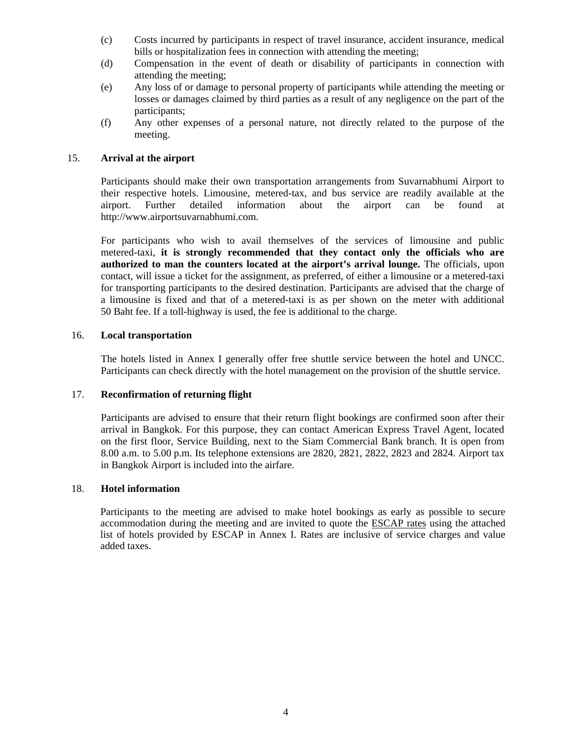(c) Costs incurred by participants in respect of travel insurance, accident insurance, medical bills or hospitalization fees in connection with attending the meeting;

(d) Compensation in the event of death or disability of participants in connection with attending the meeting;

(e) Any loss of or damage to personal property of participants while attending the meeting or losses or damages claimed by third parties as a result of any negligence on the part of the participants;

(f) Any other expenses of a personal nature, not directly related to the purpose of the meeting.

15. **Arrival at the airport**

Participants should make their own transportation arrangements from Suvarnabhumi Airport to their respective hotels. Limousine, metered-tax, and bus service are readily available at the airport. Further detailed information about the airport can be found at http://www.airportsuvarnabhumi.com.

For participants who wish to avail themselves of the services of limousine and public metered-taxi, **it is strongly recommended that they contact only the officials who are authorized to man the counters located at the airport's arrival lounge.** The officials, upon contact, will issue a ticket for the assignment, as preferred, of either a limousine or a metered-taxi for transporting participants to the desired destination. Participants are advised that the charge of a limousine is fixed and that of a metered-taxi is as per shown on the meter with additional 50 Baht fee. If a toll-highway is used, the fee is additional to the charge.

16. **Local transportation**

The hotels listed in Annex I generally offer free shuttle service between the hotel and UNCC. Participants can check directly with the hotel management on the provision of the shuttle service.

17. **Reconfirmation of returning flight**

Participants are advised to ensure that their return flight bookings are confirmed soon after their arrival in Bangkok. For this purpose, they can contact American Express Travel Agent, located on the first floor, Service Building, next to the Siam Commercial Bank branch. It is open from 8.00 a.m. to 5.00 p.m. Its telephone extensions are 2820, 2821, 2822, 2823 and 2824. Airport tax in Bangkok Airport is included into the airfare.

18. **Hotel information**

Participants to the meeting are advised to make hotel bookings as early as possible to secure accommodation during the meeting and are invited to quote the ESCAP rates using the attached list of hotels provided by ESCAP in Annex I. Rates are inclusive of service charges and value added taxes.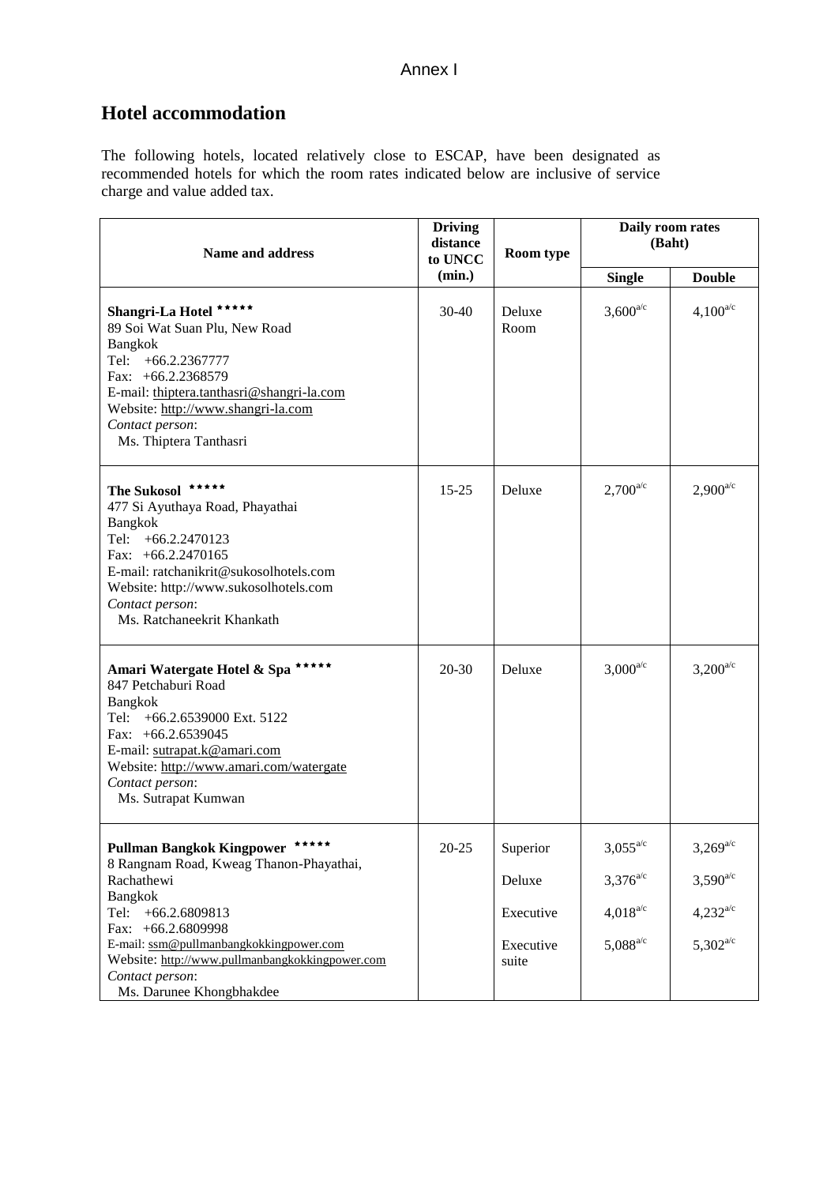Annex I

# Hotel accommodation

The following hotels, located relatively close to ESCAP, have been designated as recommended hotels for which the room rates indicated below are inclusive of service charge and value added tax.

| Name and address | Driving distance to UNCC (min.) | Room type | Daily room rates (Baht) | |
|---|---|---|---|---|
| | | | Single | Double |
| **Shangri-La Hotel** \*\*\*\*\*<br>89 Soi Wat Suan Plu, New Road<br>Bangkok<br>Tel: +66.2.2367777<br>Fax: +66.2.2368579<br>E-mail: thiptera.tanthasri@shangri-la.com<br>Website: http://www.shangri-la.com<br>*Contact person*:<br>Ms. Thiptera Tanthasri | 30-40 | Deluxe Room | 3,600[a/c] | 4,100[a/c] |
| **The Sukosol** \*\*\*\*\*<br>477 Si Ayuthaya Road, Phayathai<br>Bangkok<br>Tel: +66.2.2470123<br>Fax: +66.2.2470165<br>E-mail: ratchanikrit@sukosolhotels.com<br>Website: http://www.sukosolhotels.com<br>*Contact person*:<br>Ms. Ratchaneekrit Khankath | 15-25 | Deluxe | 2,700[a/c] | 2,900[a/c] |
| **Amari Watergate Hotel & Spa** \*\*\*\*\*<br>847 Petchaburi Road<br>Bangkok<br>Tel: +66.2.6539000 Ext. 5122<br>Fax: +66.2.6539045<br>E-mail: sutrapat.k@amari.com<br>Website: http://www.amari.com/watergate<br>*Contact person*:<br>Ms. Sutrapat Kumwan | 20-30 | Deluxe | 3,000[a/c] | 3,200[a/c] |
| **Pullman Bangkok Kingpower** \*\*\*\*\*<br>8 Rangnam Road, Kweag Thanon-Phayathai, Rachathewi<br>Bangkok<br>Tel: +66.2.6809813<br>Fax: +66.2.6809998<br>E-mail: ssm@pullmanbangkokkingpower.com<br>Website: http://www.pullmanbangkokkingpower.com<br>*Contact person*:<br>Ms. Darunee Khongbhakdee | 20-25 | Superior<br>Deluxe<br>Executive<br>Executive suite | 3,055[a/c]<br>3,376[a/c]<br>4,018[a/c]<br>5,088[a/c] | 3,269[a/c]<br>3,590[a/c]<br>4,232[a/c]<br>5,302[a/c] |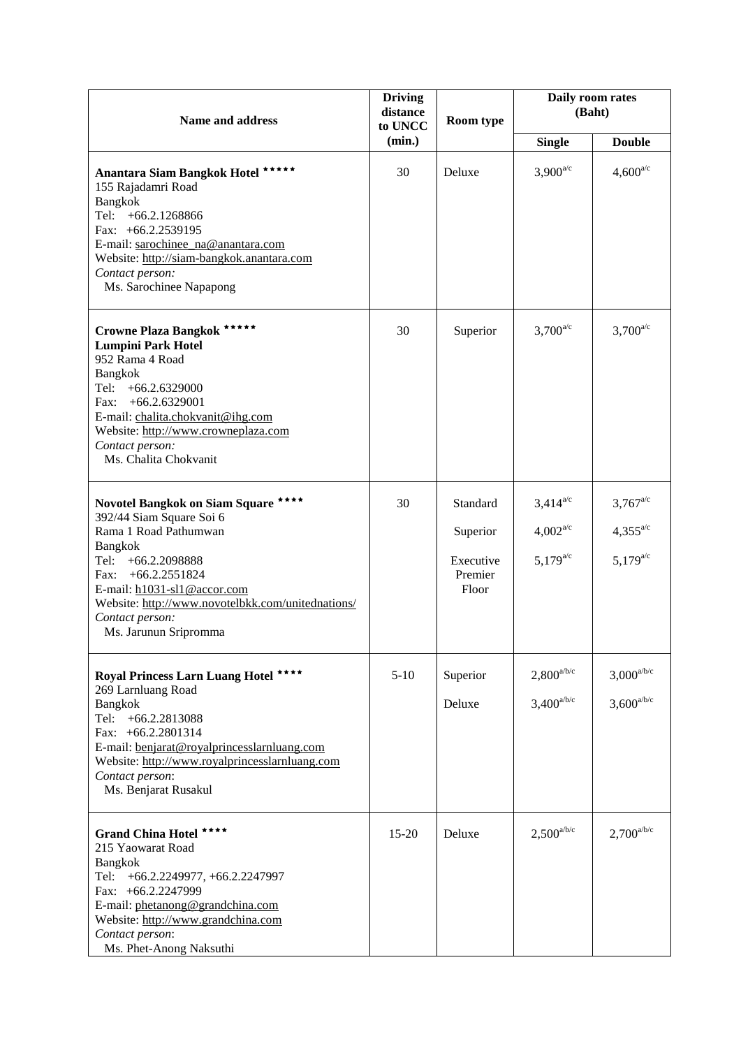| Name and address | Driving distance to UNCC (min.) | Room type | Daily room rates (Baht) | |
|---|---|---|---|---|
| | | | Single | Double |
| **Anantara Siam Bangkok Hotel** \*\*\*\*\*<br>155 Rajadamri Road<br>Bangkok<br>Tel: +66.2.1268866<br>Fax: +66.2.2539195<br>E-mail: sarochinee_na@anantara.com<br>Website: http://siam-bangkok.anantara.com<br>*Contact person:*<br>Ms. Sarochinee Napapong | 30 | Deluxe | 3,900[a/c] | 4,600[a/c] |
| **Crowne Plaza Bangkok** \*\*\*\*\*<br>**Lumpini Park Hotel**<br>952 Rama 4 Road<br>Bangkok<br>Tel: +66.2.6329000<br>Fax: +66.2.6329001<br>E-mail: chalita.chokvanit@ihg.com<br>Website: http://www.crowneplaza.com<br>*Contact person:*<br>Ms. Chalita Chokvanit | 30 | Superior | 3,700[a/c] | 3,700[a/c] |
| **Novotel Bangkok on Siam Square** \*\*\*\*<br>392/44 Siam Square Soi 6<br>Rama 1 Road Pathumwan<br>Bangkok<br>Tel: +66.2.2098888<br>Fax: +66.2.2551824<br>E-mail: h1031-sl1@accor.com<br>Website: http://www.novotelbkk.com/unitednations/<br>*Contact person:*<br>Ms. Jarunun Sripromma | 30 | Standard<br><br>Superior<br><br>Executive Premier Floor | 3,414[a/c]<br><br>4,002[a/c]<br><br>5,179[a/c] | 3,767[a/c]<br><br>4,355[a/c]<br><br>5,179[a/c] |
| **Royal Princess Larn Luang Hotel** \*\*\*\*<br>269 Larnluang Road<br>Bangkok<br>Tel: +66.2.2813088<br>Fax: +66.2.2801314<br>E-mail: benjarat@royalprincesslarnluang.com<br>Website: http://www.royalprincesslarnluang.com<br>*Contact person*:<br>Ms. Benjarat Rusakul | 5-10 | Superior<br><br>Deluxe | 2,800[a/b/c]<br><br>3,400[a/b/c] | 3,000[a/b/c]<br><br>3,600[a/b/c] |
| **Grand China Hotel** \*\*\*\*<br>215 Yaowarat Road<br>Bangkok<br>Tel: +66.2.2249977, +66.2.2247997<br>Fax: +66.2.2247999<br>E-mail: phetanong@grandchina.com<br>Website: http://www.grandchina.com<br>*Contact person*:<br>Ms. Phet-Anong Naksuthi | 15-20 | Deluxe | 2,500[a/b/c] | 2,700[a/b/c] |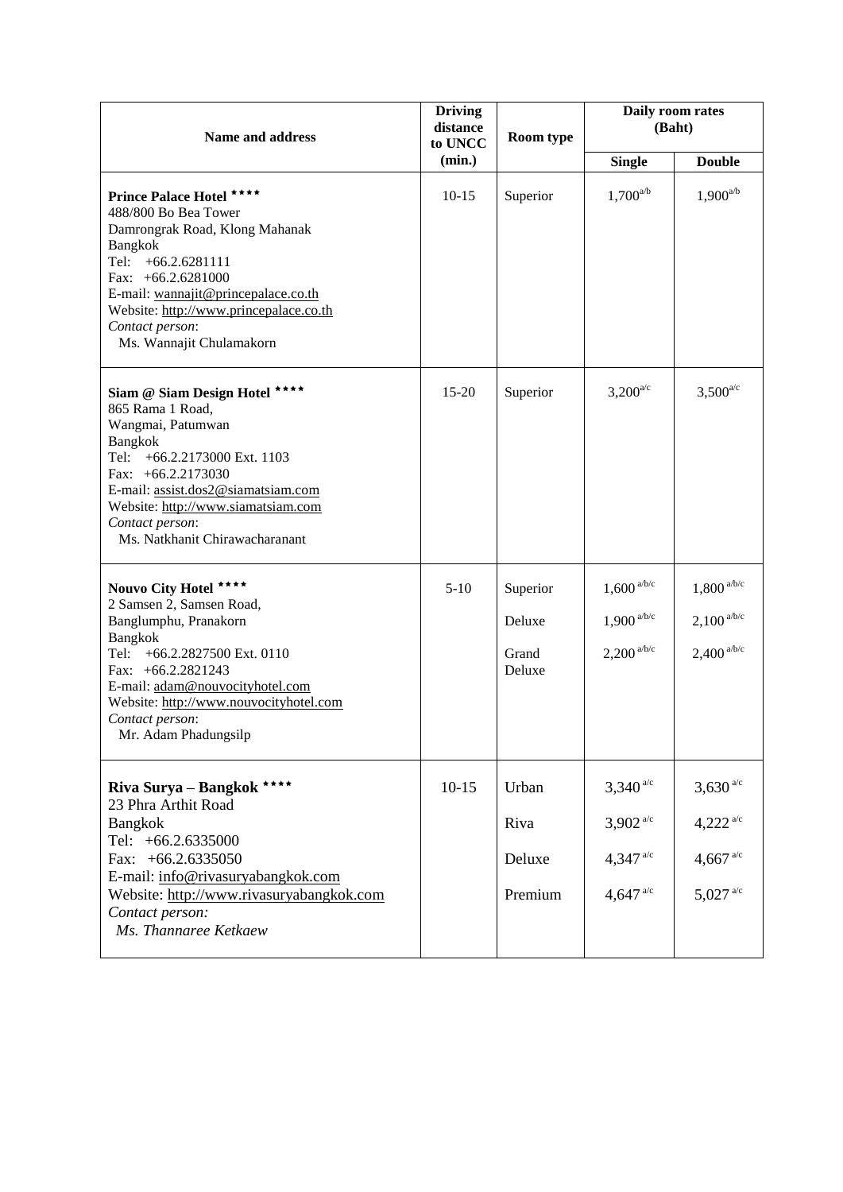| Name and address | Driving distance to UNCC (min.) | Room type | Daily room rates (Baht) | |
|---|---|---|---|---|
| | | | Single | Double |
| **Prince Palace Hotel** \*\*\*\*<br>488/800 Bo Bea Tower<br>Damrongrak Road, Klong Mahanak<br>Bangkok<br>Tel: +66.2.6281111<br>Fax: +66.2.6281000<br>E-mail: wannajit@princepalace.co.th<br>Website: http://www.princepalace.co.th<br>*Contact person*:<br>Ms. Wannajit Chulamakorn | 10-15 | Superior | 1,700[a/b] | 1,900[a/b] |
| **Siam @ Siam Design Hotel** \*\*\*\*<br>865 Rama 1 Road,<br>Wangmai, Patumwan<br>Bangkok<br>Tel: +66.2.2173000 Ext. 1103<br>Fax: +66.2.2173030<br>E-mail: assist.dos2@siamatsiam.com<br>Website: http://www.siamatsiam.com<br>*Contact person*:<br>Ms. Natkhanit Chirawacharanant | 15-20 | Superior | 3,200[a/c] | 3,500[a/c] |
| **Nouvo City Hotel** \*\*\*\*<br>2 Samsen 2, Samsen Road,<br>Banglumphu, Pranakorn<br>Bangkok<br>Tel: +66.2.2827500 Ext. 0110<br>Fax: +66.2.2821243<br>E-mail: adam@nouvocityhotel.com<br>Website: http://www.nouvocityhotel.com<br>*Contact person*:<br>Mr. Adam Phadungsilp | 5-10 | Superior<br>Deluxe<br>Grand Deluxe | 1,600[a/b/c]<br>1,900[a/b/c]<br>2,200[a/b/c] | 1,800[a/b/c]<br>2,100[a/b/c]<br>2,400[a/b/c] |
| **Riva Surya – Bangkok** \*\*\*\*<br>23 Phra Arthit Road<br>Bangkok<br>Tel: +66.2.6335000<br>Fax: +66.2.6335050<br>E-mail: info@rivasuryabangkok.com<br>Website: http://www.rivasuryabangkok.com<br>*Contact person:*<br>*Ms. Thannaree Ketkaew* | 10-15 | Urban<br>Riva<br>Deluxe<br>Premium | 3,340[a/c]<br>3,902[a/c]<br>4,347[a/c]<br>4,647[a/c] | 3,630[a/c]<br>4,222[a/c]<br>4,667[a/c]<br>5,027[a/c] |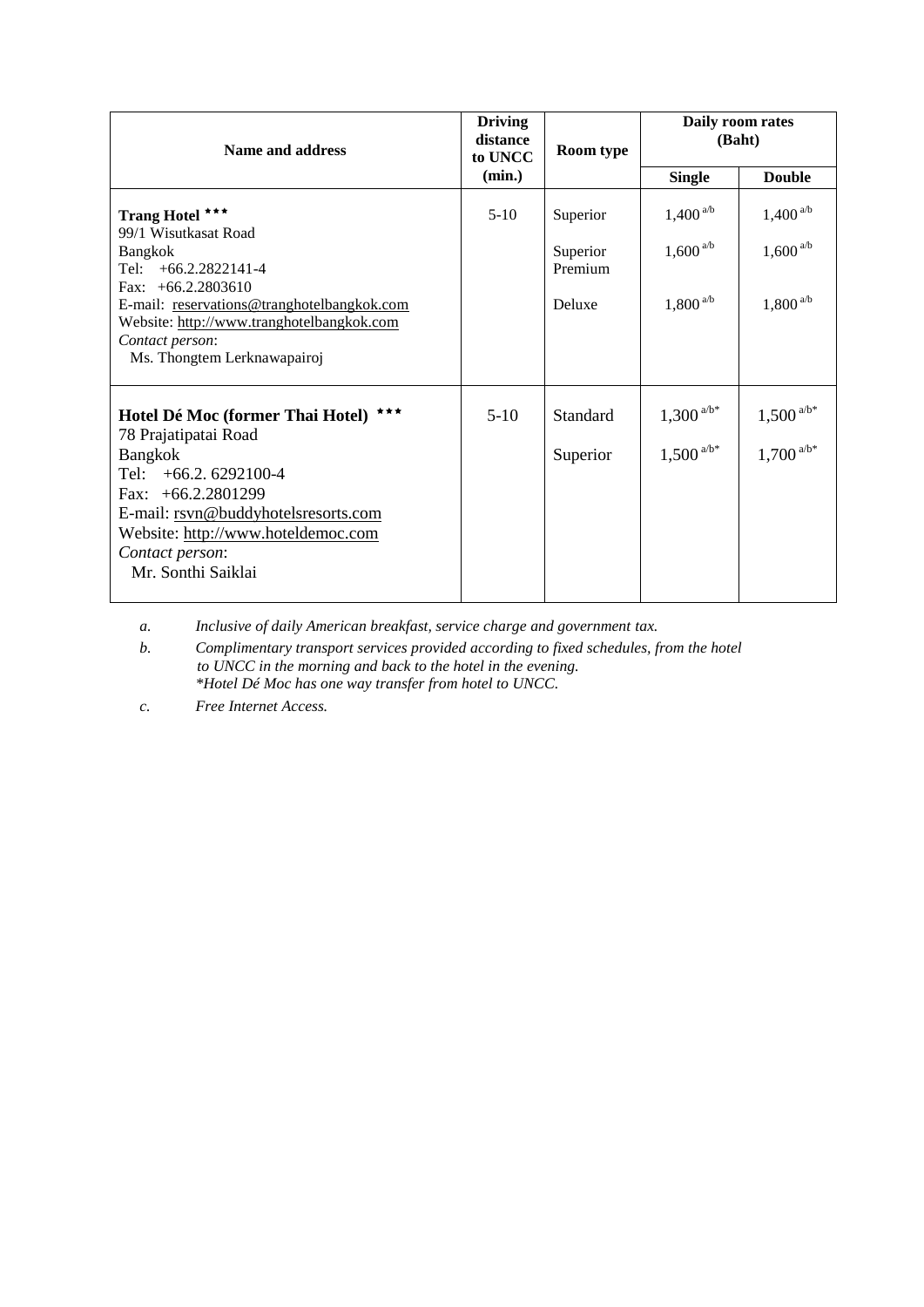| Name and address | Driving distance to UNCC (min.) | Room type | Daily room rates (Baht) | |
|---|---|---|---|---|
| | | | Single | Double |
| **Trang Hotel** ★★★<br>99/1 Wisutkasat Road<br>Bangkok<br>Tel: +66.2.2822141-4<br>Fax: +66.2.2803610<br>E-mail: reservations@tranghotelbangkok.com<br>Website: http://www.tranghotelbangkok.com<br>*Contact person*:<br>Ms. Thongtem Lerknawapairoj | 5-10 | Superior<br><br>Superior Premium<br><br>Deluxe | 1,400 [a/b]<br><br>1,600 [a/b]<br><br>1,800 [a/b] | 1,400 [a/b]<br><br>1,600 [a/b]<br><br>1,800 [a/b] |
| **Hotel Dé Moc (former Thai Hotel)** ★★★<br>78 Prajatipatai Road<br>Bangkok<br>Tel: +66.2. 6292100-4<br>Fax: +66.2.2801299<br>E-mail: rsvn@buddyhotelsresorts.com<br>Website: http://www.hoteldemoc.com<br>*Contact person*:<br>Mr. Sonthi Saiklai | 5-10 | Standard<br><br>Superior | 1,300 [a/b*]<br><br>1,500 [a/b*] | 1,500 [a/b*]<br><br>1,700 [a/b*] |

*a. Inclusive of daily American breakfast, service charge and government tax.*

*b. Complimentary transport services provided according to fixed schedules, from the hotel to UNCC in the morning and back to the hotel in the evening.*
*\*Hotel Dé Moc has one way transfer from hotel to UNCC.*

*c. Free Internet Access.*